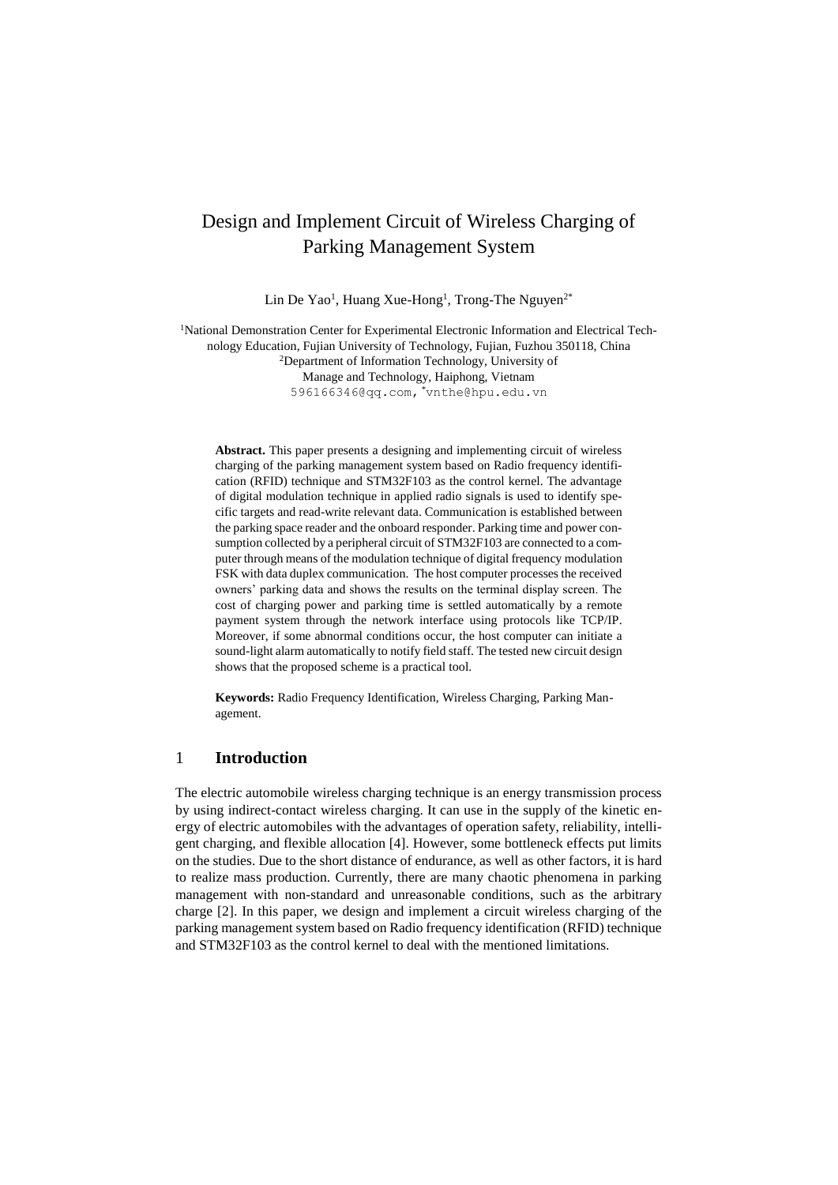# Design and Implement Circuit of Wireless Charging of Parking Management System

Lin De Yao[1], Huang Xue-Hong[1], Trong-The Nguyen[2*]

[1]National Demonstration Center for Experimental Electronic Information and Electrical Technology Education, Fujian University of Technology, Fujian, Fuzhou 350118, China
[2]Department of Information Technology, University of Manage and Technology, Haiphong, Vietnam
596166346@qq.com, *vnthe@hpu.edu.vn

**Abstract.** This paper presents a designing and implementing circuit of wireless charging of the parking management system based on Radio frequency identification (RFID) technique and STM32F103 as the control kernel. The advantage of digital modulation technique in applied radio signals is used to identify specific targets and read-write relevant data. Communication is established between the parking space reader and the onboard responder. Parking time and power consumption collected by a peripheral circuit of STM32F103 are connected to a computer through means of the modulation technique of digital frequency modulation FSK with data duplex communication. The host computer processes the received owners' parking data and shows the results on the terminal display screen. The cost of charging power and parking time is settled automatically by a remote payment system through the network interface using protocols like TCP/IP. Moreover, if some abnormal conditions occur, the host computer can initiate a sound-light alarm automatically to notify field staff. The tested new circuit design shows that the proposed scheme is a practical tool.

**Keywords:** Radio Frequency Identification, Wireless Charging, Parking Management.

## 1 Introduction

The electric automobile wireless charging technique is an energy transmission process by using indirect-contact wireless charging. It can use in the supply of the kinetic energy of electric automobiles with the advantages of operation safety, reliability, intelligent charging, and flexible allocation [4]. However, some bottleneck effects put limits on the studies. Due to the short distance of endurance, as well as other factors, it is hard to realize mass production. Currently, there are many chaotic phenomena in parking management with non-standard and unreasonable conditions, such as the arbitrary charge [2]. In this paper, we design and implement a circuit wireless charging of the parking management system based on Radio frequency identification (RFID) technique and STM32F103 as the control kernel to deal with the mentioned limitations.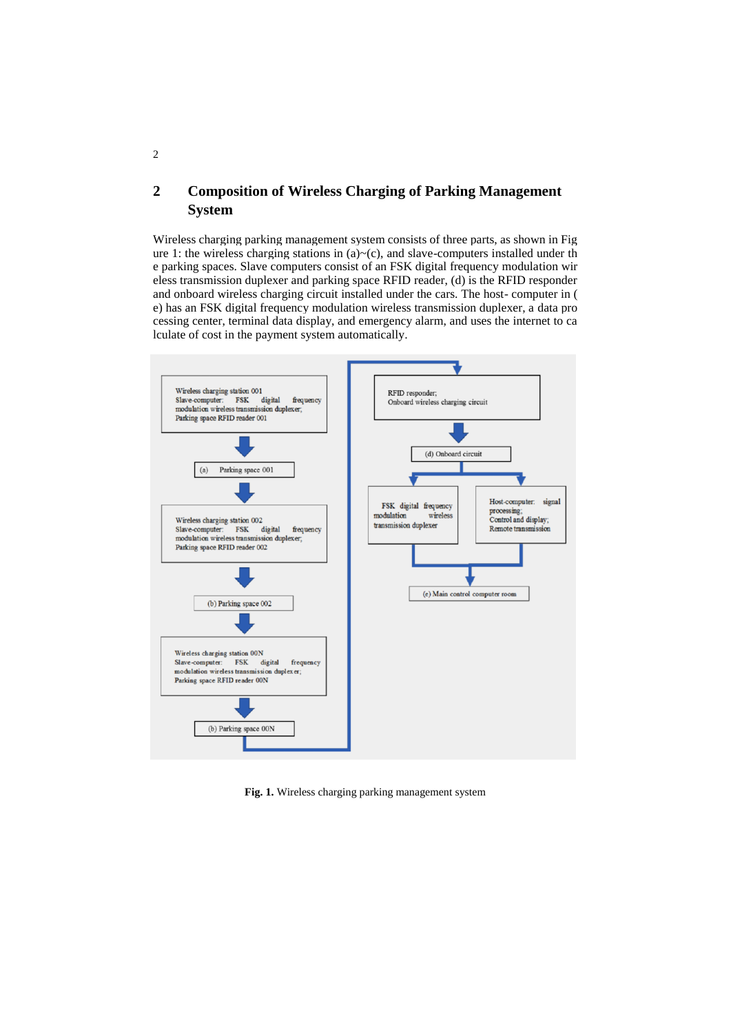## 2 Composition of Wireless Charging of Parking Management System

Wireless charging parking management system consists of three parts, as shown in Figure 1: the wireless charging stations in (a)~(c), and slave-computers installed under the parking spaces. Slave computers consist of an FSK digital frequency modulation wireless transmission duplexer and parking space RFID reader, (d) is the RFID responder and onboard wireless charging circuit installed under the cars. The host- computer in (e) has an FSK digital frequency modulation wireless transmission duplexer, a data processing center, terminal data display, and emergency alarm, and uses the internet to calculate of cost in the payment system automatically.

**Fig. 1.** Wireless charging parking management system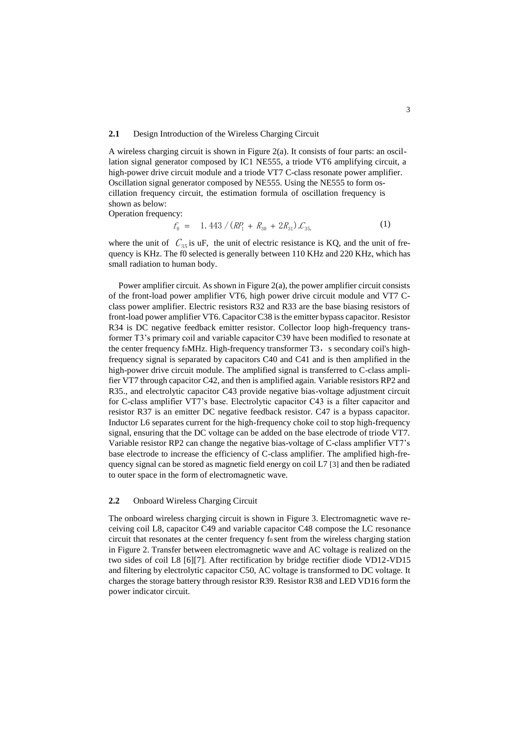### 2.1 Design Introduction of the Wireless Charging Circuit

A wireless charging circuit is shown in Figure 2(a). It consists of four parts: an oscillation signal generator composed by IC1 NE555, a triode VT6 amplifying circuit, a high-power drive circuit module and a triode VT7 C-class resonate power amplifier. Oscillation signal generator composed by NE555. Using the NE555 to form oscillation frequency circuit, the estimation formula of oscillation frequency is shown as below:

Operation frequency:

$$f_0 = 1.443 / (RP_1 + R_{30} + 2R_{31}).C_{35,} \tag{1}$$

where the unit of $C_{35}$ is uF, the unit of electric resistance is KΩ, and the unit of frequency is KHz. The f0 selected is generally between 110 KHz and 220 KHz, which has small radiation to human body.

Power amplifier circuit. As shown in Figure 2(a), the power amplifier circuit consists of the front-load power amplifier VT6, high power drive circuit module and VT7 C-class power amplifier. Electric resistors R32 and R33 are the base biasing resistors of front-load power amplifier VT6. Capacitor C38 is the emitter bypass capacitor. Resistor R34 is DC negative feedback emitter resistor. Collector loop high-frequency transformer T3's primary coil and variable capacitor C39 have been modified to resonate at the center frequency $f_0$MHz. High-frequency transformer T3，s secondary coil's high-frequency signal is separated by capacitors C40 and C41 and is then amplified in the high-power drive circuit module. The amplified signal is transferred to C-class amplifier VT7 through capacitor C42, and then is amplified again. Variable resistors RP2 and R35., and electrolytic capacitor C43 provide negative bias-voltage adjustment circuit for C-class amplifier VT7's base. Electrolytic capacitor C43 is a filter capacitor and resistor R37 is an emitter DC negative feedback resistor. C47 is a bypass capacitor. Inductor L6 separates current for the high-frequency choke coil to stop high-frequency signal, ensuring that the DC voltage can be added on the base electrode of triode VT7. Variable resistor RP2 can change the negative bias-voltage of C-class amplifier VT7's base electrode to increase the efficiency of C-class amplifier. The amplified high-frequency signal can be stored as magnetic field energy on coil L7 [3] and then be radiated to outer space in the form of electromagnetic wave.

### 2.2 Onboard Wireless Charging Circuit

The onboard wireless charging circuit is shown in Figure 3. Electromagnetic wave receiving coil L8, capacitor C49 and variable capacitor C48 compose the LC resonance circuit that resonates at the center frequency $f_0$ sent from the wireless charging station in Figure 2. Transfer between electromagnetic wave and AC voltage is realized on the two sides of coil L8 [6][7]. After rectification by bridge rectifier diode VD12-VD15 and filtering by electrolytic capacitor C50, AC voltage is transformed to DC voltage. It charges the storage battery through resistor R39. Resistor R38 and LED VD16 form the power indicator circuit.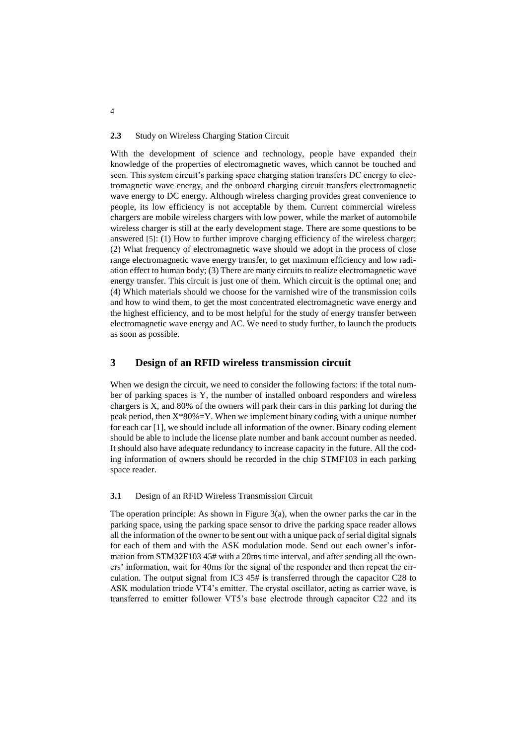### 2.3 Study on Wireless Charging Station Circuit

With the development of science and technology, people have expanded their knowledge of the properties of electromagnetic waves, which cannot be touched and seen. This system circuit's parking space charging station transfers DC energy to electromagnetic wave energy, and the onboard charging circuit transfers electromagnetic wave energy to DC energy. Although wireless charging provides great convenience to people, its low efficiency is not acceptable by them. Current commercial wireless chargers are mobile wireless chargers with low power, while the market of automobile wireless charger is still at the early development stage. There are some questions to be answered [5]: (1) How to further improve charging efficiency of the wireless charger; (2) What frequency of electromagnetic wave should we adopt in the process of close range electromagnetic wave energy transfer, to get maximum efficiency and low radiation effect to human body; (3) There are many circuits to realize electromagnetic wave energy transfer. This circuit is just one of them. Which circuit is the optimal one; and (4) Which materials should we choose for the varnished wire of the transmission coils and how to wind them, to get the most concentrated electromagnetic wave energy and the highest efficiency, and to be most helpful for the study of energy transfer between electromagnetic wave energy and AC. We need to study further, to launch the products as soon as possible.

## 3 Design of an RFID wireless transmission circuit

When we design the circuit, we need to consider the following factors: if the total number of parking spaces is Y, the number of installed onboard responders and wireless chargers is X, and 80% of the owners will park their cars in this parking lot during the peak period, then X*80%=Y. When we implement binary coding with a unique number for each car [1], we should include all information of the owner. Binary coding element should be able to include the license plate number and bank account number as needed. It should also have adequate redundancy to increase capacity in the future. All the coding information of owners should be recorded in the chip STMF103 in each parking space reader.

### 3.1 Design of an RFID Wireless Transmission Circuit

The operation principle: As shown in Figure 3(a), when the owner parks the car in the parking space, using the parking space sensor to drive the parking space reader allows all the information of the owner to be sent out with a unique pack of serial digital signals for each of them and with the ASK modulation mode. Send out each owner's information from STM32F103 45# with a 20ms time interval, and after sending all the owners' information, wait for 40ms for the signal of the responder and then repeat the circulation. The output signal from IC3 45# is transferred through the capacitor C28 to ASK modulation triode VT4's emitter. The crystal oscillator, acting as carrier wave, is transferred to emitter follower VT5's base electrode through capacitor C22 and its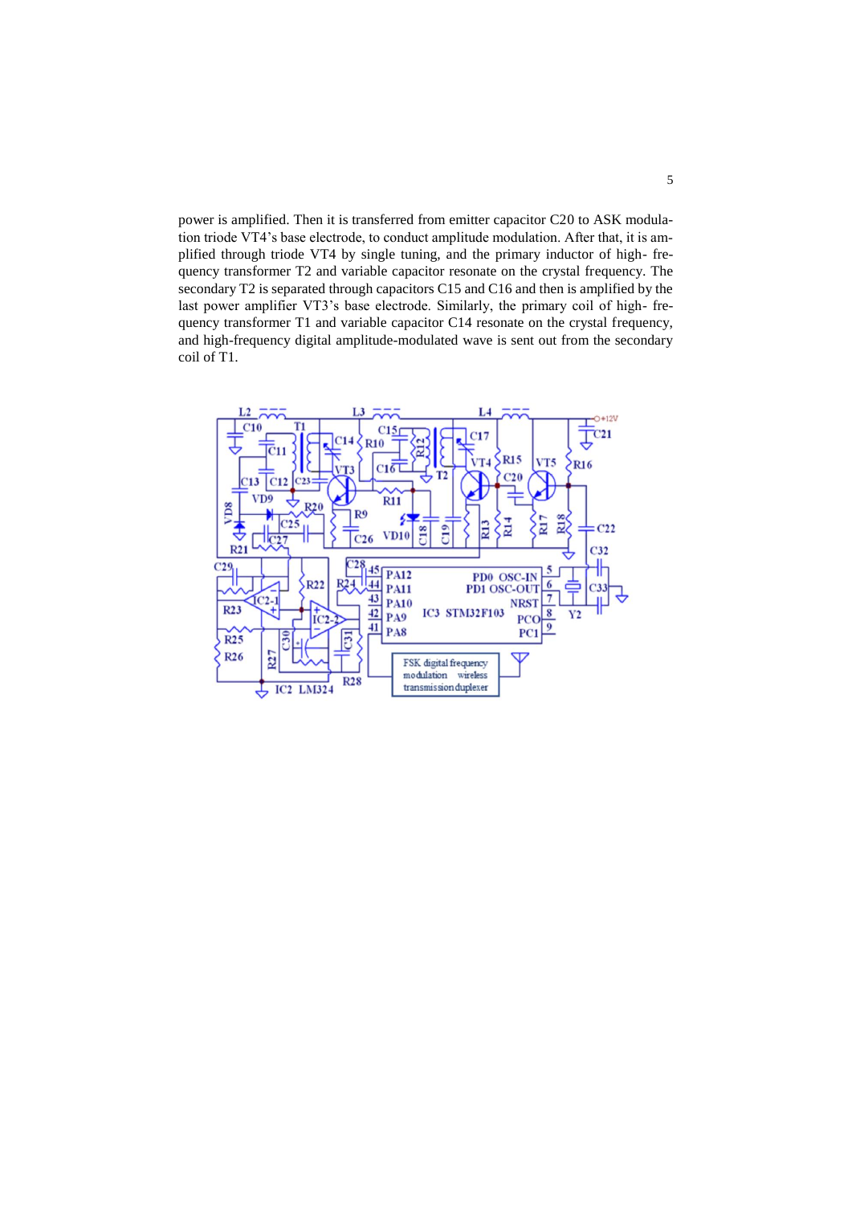power is amplified. Then it is transferred from emitter capacitor C20 to ASK modulation triode VT4's base electrode, to conduct amplitude modulation. After that, it is amplified through triode VT4 by single tuning, and the primary inductor of high- frequency transformer T2 and variable capacitor resonate on the crystal frequency. The secondary T2 is separated through capacitors C15 and C16 and then is amplified by the last power amplifier VT3's base electrode. Similarly, the primary coil of high- frequency transformer T1 and variable capacitor C14 resonate on the crystal frequency, and high-frequency digital amplitude-modulated wave is sent out from the secondary coil of T1.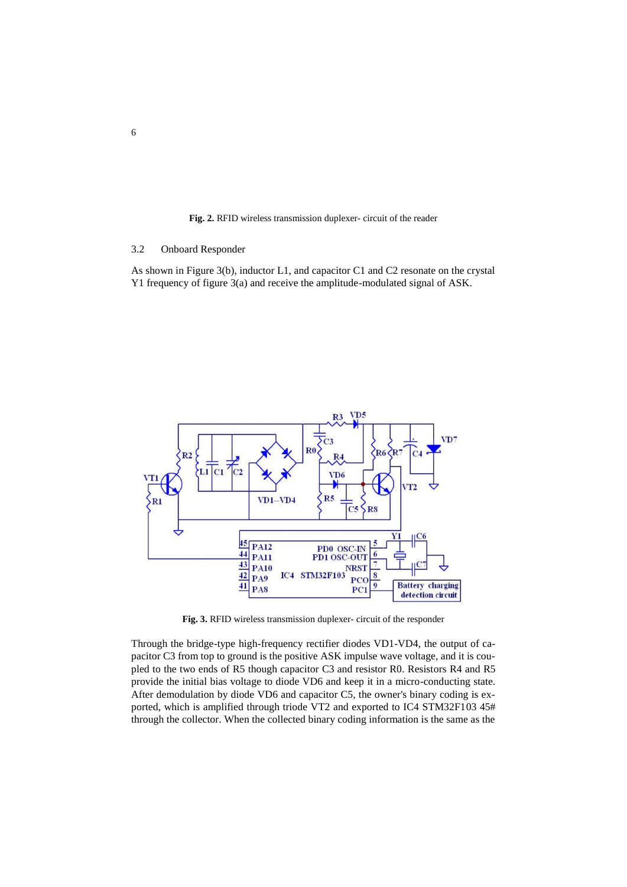**Fig. 2.** RFID wireless transmission duplexer- circuit of the reader

### 3.2 Onboard Responder

As shown in Figure 3(b), inductor L1, and capacitor C1 and C2 resonate on the crystal Y1 frequency of figure 3(a) and receive the amplitude-modulated signal of ASK.

**Fig. 3.** RFID wireless transmission duplexer- circuit of the responder

Through the bridge-type high-frequency rectifier diodes VD1-VD4, the output of capacitor C3 from top to ground is the positive ASK impulse wave voltage, and it is coupled to the two ends of R5 though capacitor C3 and resistor R0. Resistors R4 and R5 provide the initial bias voltage to diode VD6 and keep it in a micro-conducting state. After demodulation by diode VD6 and capacitor C5, the owner's binary coding is exported, which is amplified through triode VT2 and exported to IC4 STM32F103 45# through the collector. When the collected binary coding information is the same as the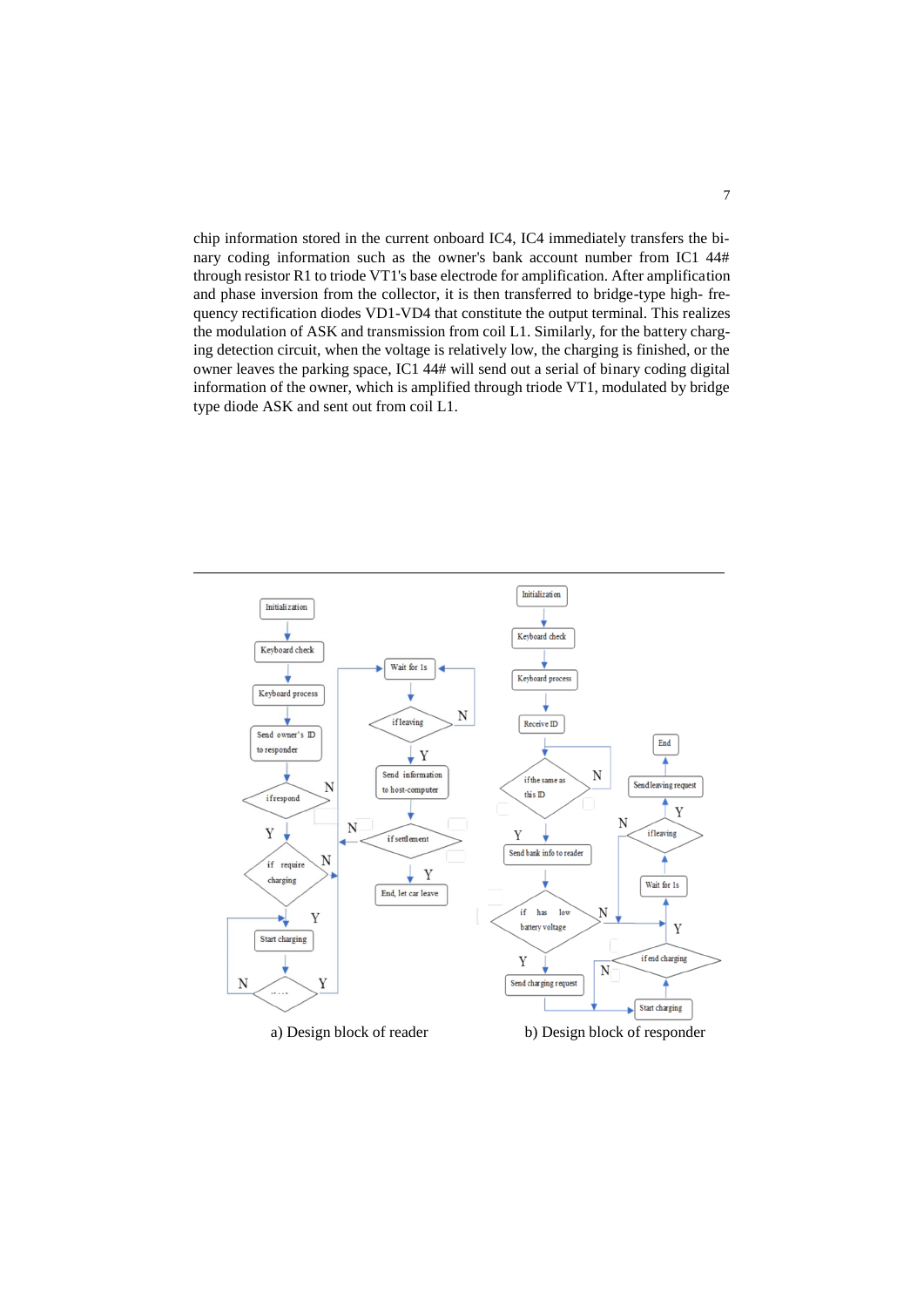chip information stored in the current onboard IC4, IC4 immediately transfers the binary coding information such as the owner's bank account number from IC1 44# through resistor R1 to triode VT1's base electrode for amplification. After amplification and phase inversion from the collector, it is then transferred to bridge-type high- frequency rectification diodes VD1-VD4 that constitute the output terminal. This realizes the modulation of ASK and transmission from coil L1. Similarly, for the battery charging detection circuit, when the voltage is relatively low, the charging is finished, or the owner leaves the parking space, IC1 44# will send out a serial of binary coding digital information of the owner, which is amplified through triode VT1, modulated by bridge type diode ASK and sent out from coil L1.

a) Design block of reader

b) Design block of responder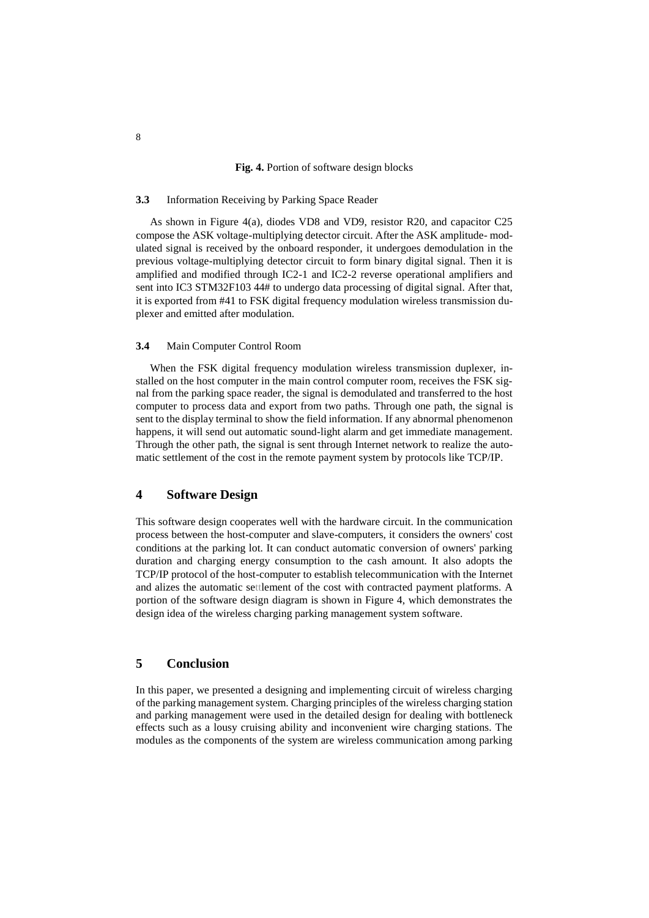**Fig. 4.** Portion of software design blocks

### 3.3 Information Receiving by Parking Space Reader

As shown in Figure 4(a), diodes VD8 and VD9, resistor R20, and capacitor C25 compose the ASK voltage-multiplying detector circuit. After the ASK amplitude- modulated signal is received by the onboard responder, it undergoes demodulation in the previous voltage-multiplying detector circuit to form binary digital signal. Then it is amplified and modified through IC2-1 and IC2-2 reverse operational amplifiers and sent into IC3 STM32F103 44# to undergo data processing of digital signal. After that, it is exported from #41 to FSK digital frequency modulation wireless transmission duplexer and emitted after modulation.

### 3.4 Main Computer Control Room

When the FSK digital frequency modulation wireless transmission duplexer, installed on the host computer in the main control computer room, receives the FSK signal from the parking space reader, the signal is demodulated and transferred to the host computer to process data and export from two paths. Through one path, the signal is sent to the display terminal to show the field information. If any abnormal phenomenon happens, it will send out automatic sound-light alarm and get immediate management. Through the other path, the signal is sent through Internet network to realize the automatic settlement of the cost in the remote payment system by protocols like TCP/IP.

## 4 Software Design

This software design cooperates well with the hardware circuit. In the communication process between the host-computer and slave-computers, it considers the owners' cost conditions at the parking lot. It can conduct automatic conversion of owners' parking duration and charging energy consumption to the cash amount. It also adopts the TCP/IP protocol of the host-computer to establish telecommunication with the Internet and alizes the automatic settlement of the cost with contracted payment platforms. A portion of the software design diagram is shown in Figure 4, which demonstrates the design idea of the wireless charging parking management system software.

## 5 Conclusion

In this paper, we presented a designing and implementing circuit of wireless charging of the parking management system. Charging principles of the wireless charging station and parking management were used in the detailed design for dealing with bottleneck effects such as a lousy cruising ability and inconvenient wire charging stations. The modules as the components of the system are wireless communication among parking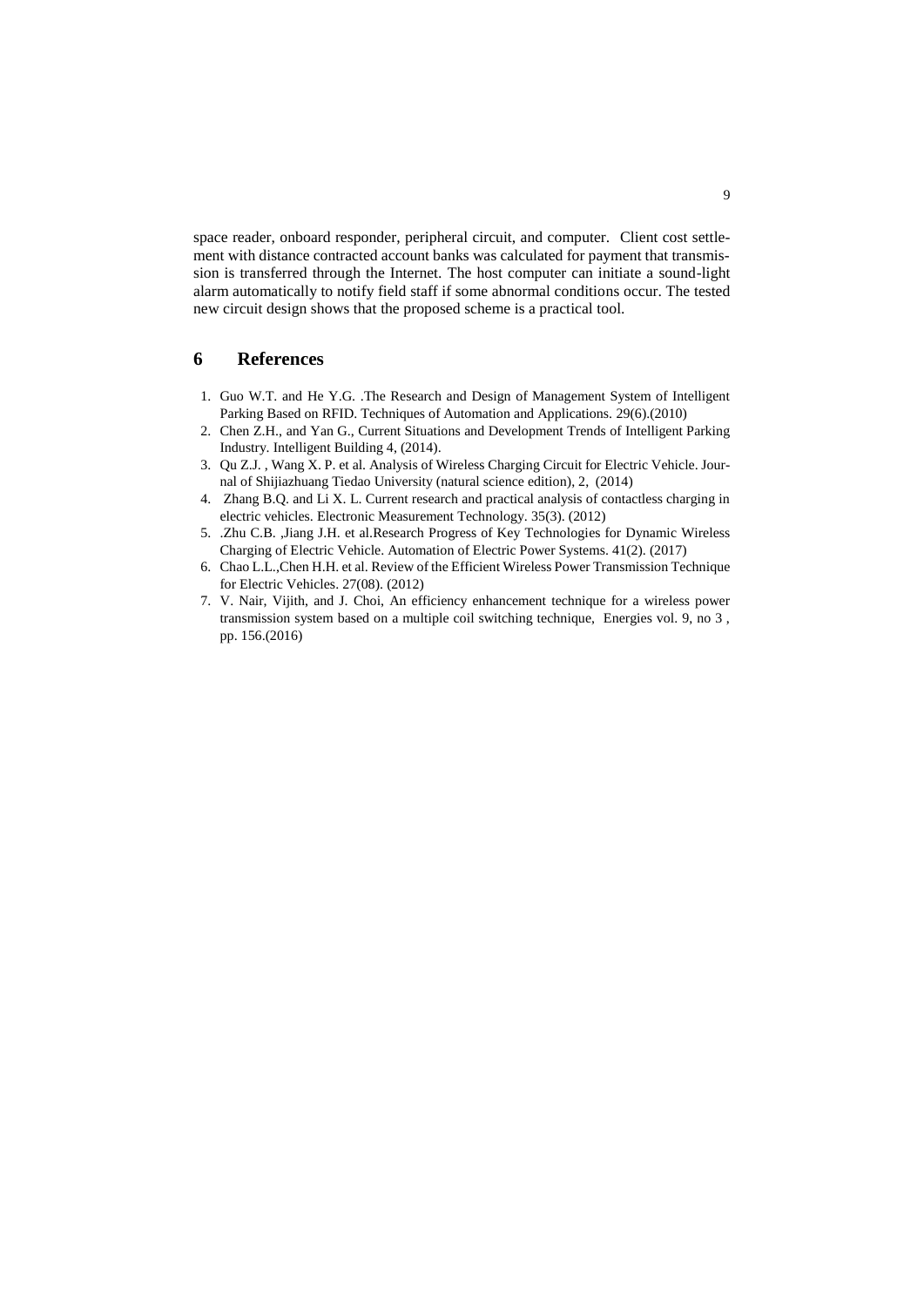space reader, onboard responder, peripheral circuit, and computer. Client cost settlement with distance contracted account banks was calculated for payment that transmission is transferred through the Internet. The host computer can initiate a sound-light alarm automatically to notify field staff if some abnormal conditions occur. The tested new circuit design shows that the proposed scheme is a practical tool.

## 6 References

1. Guo W.T. and He Y.G. .The Research and Design of Management System of Intelligent Parking Based on RFID. Techniques of Automation and Applications. 29(6).(2010)
2. Chen Z.H., and Yan G., Current Situations and Development Trends of Intelligent Parking Industry. Intelligent Building 4, (2014).
3. Qu Z.J. , Wang X. P. et al. Analysis of Wireless Charging Circuit for Electric Vehicle. Journal of Shijiazhuang Tiedao University (natural science edition), 2, (2014)
4. Zhang B.Q. and Li X. L. Current research and practical analysis of contactless charging in electric vehicles. Electronic Measurement Technology. 35(3). (2012)
5. .Zhu C.B. ,Jiang J.H. et al.Research Progress of Key Technologies for Dynamic Wireless Charging of Electric Vehicle. Automation of Electric Power Systems. 41(2). (2017)
6. Chao L.L.,Chen H.H. et al. Review of the Efficient Wireless Power Transmission Technique for Electric Vehicles. 27(08). (2012)
7. V. Nair, Vijith, and J. Choi, An efficiency enhancement technique for a wireless power transmission system based on a multiple coil switching technique, Energies vol. 9, no 3 , pp. 156.(2016)